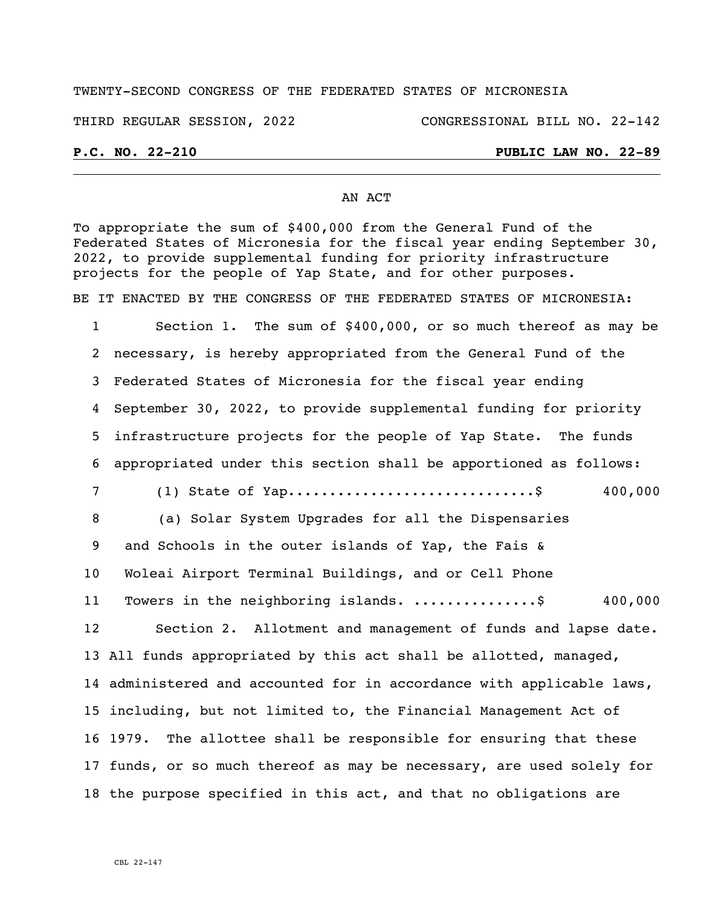TWENTY-SECOND CONGRESS OF THE FEDERATED STATES OF MICRONESIA

THIRD REGULAR SESSION, 2022 CONGRESSIONAL BILL NO. 22-142

**P.C. NO. 22-210** **PUBLIC LAW NO. 22-89**

AN ACT

To appropriate the sum of $400,000 from the General Fund of the Federated States of Micronesia for the fiscal year ending September 30, 2022, to provide supplemental funding for priority infrastructure projects for the people of Yap State, and for other purposes.

BE IT ENACTED BY THE CONGRESS OF THE FEDERATED STATES OF MICRONESIA:

1 Section 1. The sum of $400,000, or so much thereof as may be
2 necessary, is hereby appropriated from the General Fund of the
3 Federated States of Micronesia for the fiscal year ending
4 September 30, 2022, to provide supplemental funding for priority
5 infrastructure projects for the people of Yap State. The funds
6 appropriated under this section shall be apportioned as follows:
7 (1) State of Yap.............................$ 400,000
8 (a) Solar System Upgrades for all the Dispensaries
9 and Schools in the outer islands of Yap, the Fais &
10 Woleai Airport Terminal Buildings, and or Cell Phone
11 Towers in the neighboring islands. ...............$ 400,000
12 Section 2. Allotment and management of funds and lapse date.
13 All funds appropriated by this act shall be allotted, managed,
14 administered and accounted for in accordance with applicable laws,
15 including, but not limited to, the Financial Management Act of
16 1979. The allottee shall be responsible for ensuring that these
17 funds, or so much thereof as may be necessary, are used solely for
18 the purpose specified in this act, and that no obligations are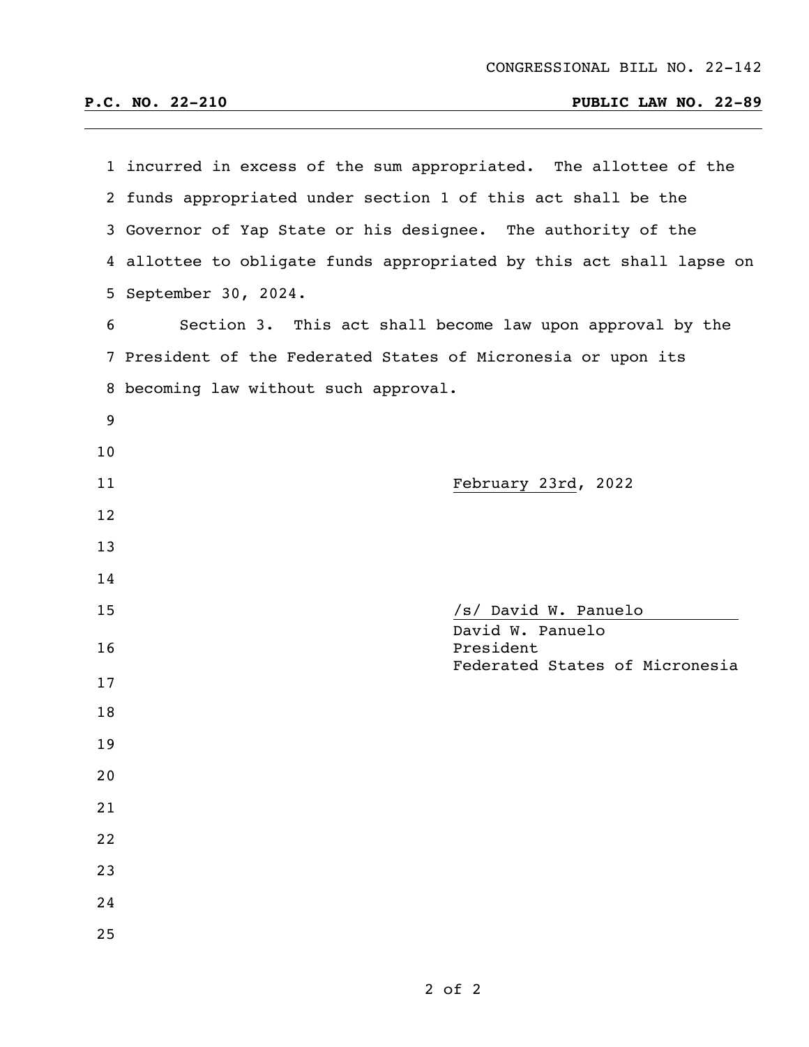CONGRESSIONAL BILL NO. 22-142

**P.C. NO. 22-210** **PUBLIC LAW NO. 22-89**

incurred in excess of the sum appropriated. The allottee of the funds appropriated under section 1 of this act shall be the Governor of Yap State or his designee. The authority of the allottee to obligate funds appropriated by this act shall lapse on September 30, 2024.

Section 3. This act shall become law upon approval by the President of the Federated States of Micronesia or upon its becoming law without such approval.

February 23rd, 2022

/s/ David W. Panuelo
David W. Panuelo
President
Federated States of Micronesia